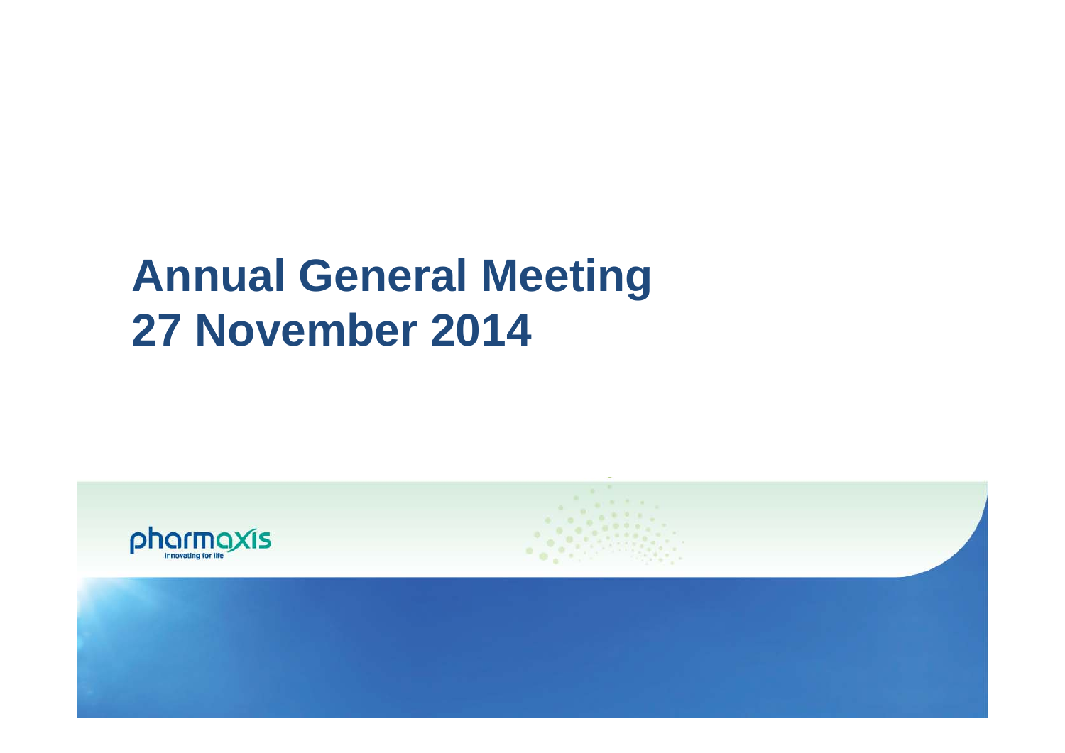# Annual General Meeting
# 27 November 2014

pharmaxis
innovating for life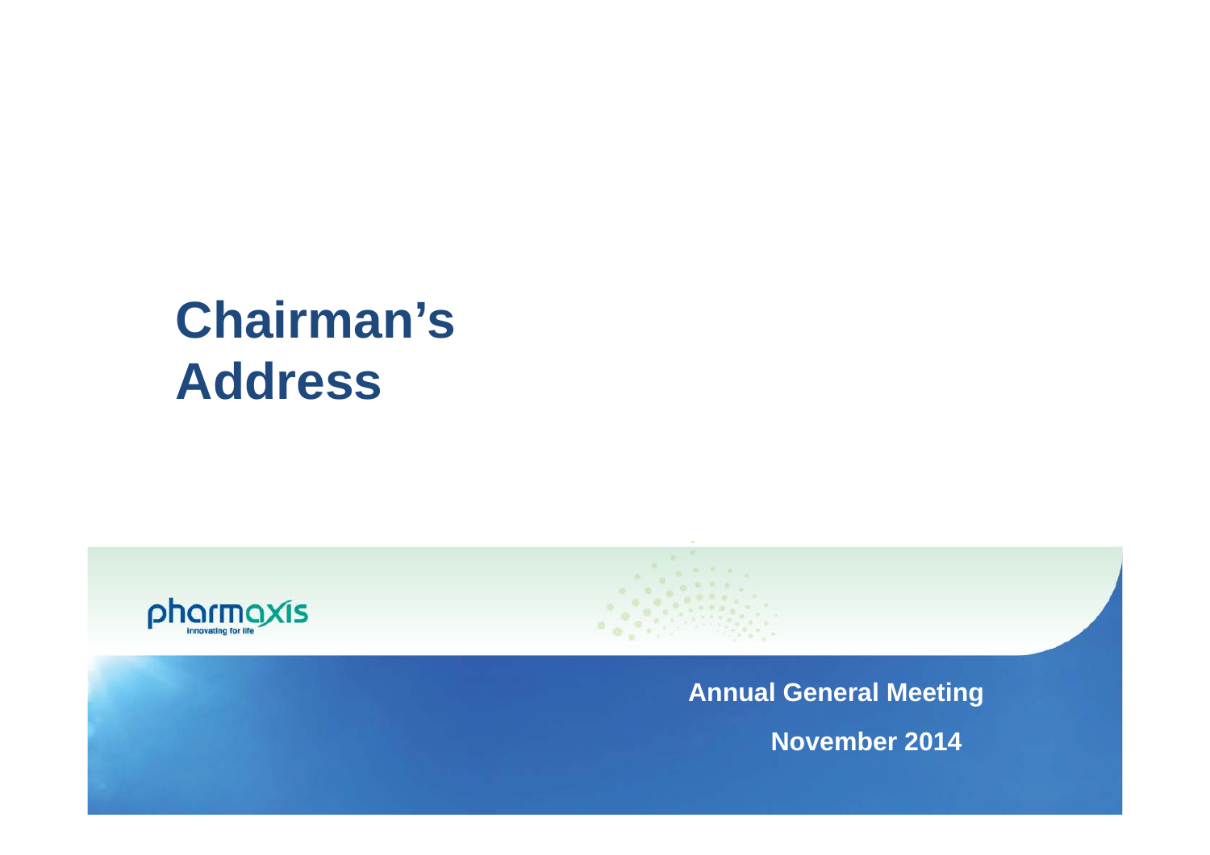# Chairman's Address

pharmaxis
innovating for life

**Annual General Meeting**

**November 2014**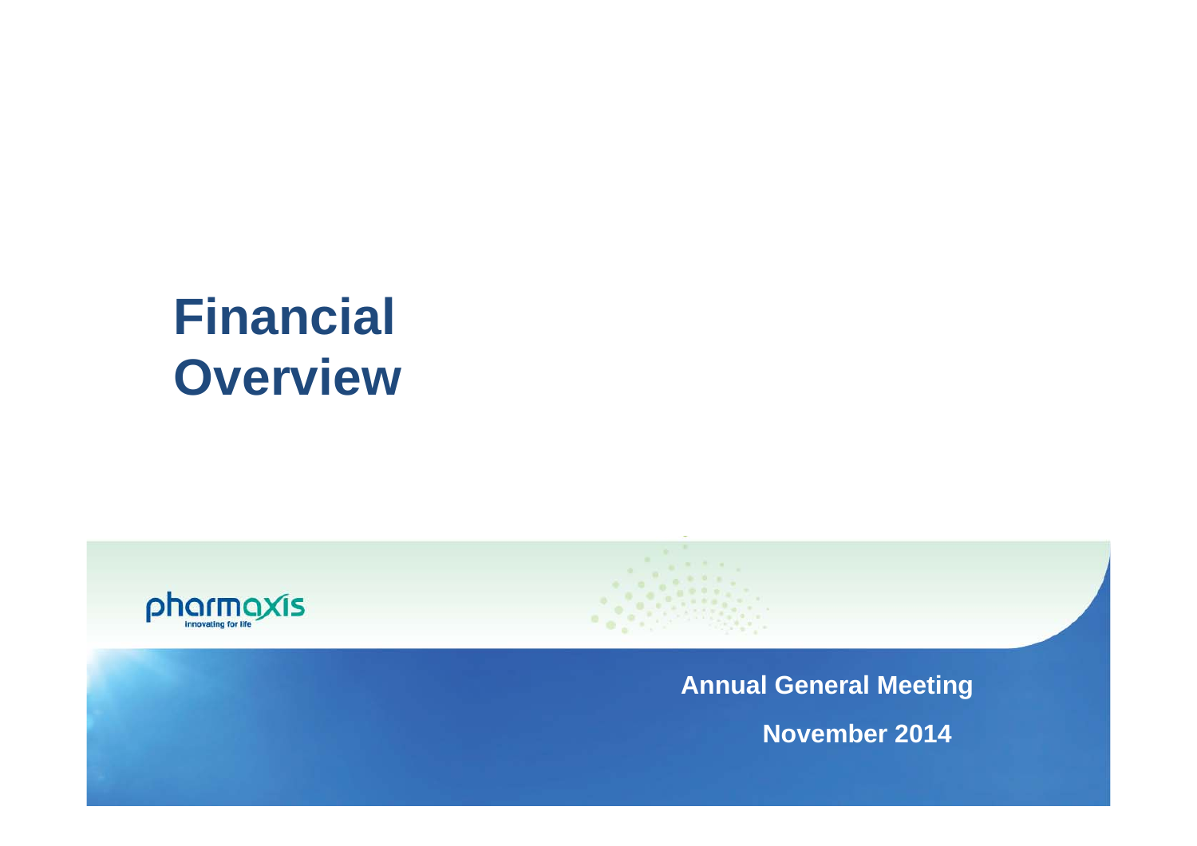# Financial Overview

Annual General Meeting

November 2014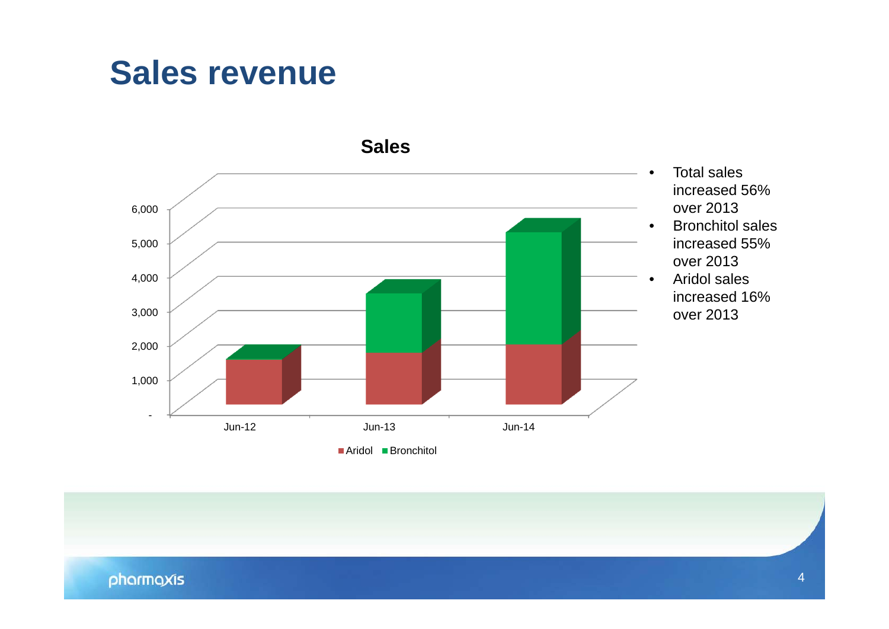# Sales revenue

**Sales**

| | Aridol | Bronchitol |
|---|---|---|
| Jun-12 | | |
| Jun-13 | | |
| Jun-14 | | |

- Total sales increased 56% over 2013
- Bronchitol sales increased 55% over 2013
- Aridol sales increased 16% over 2013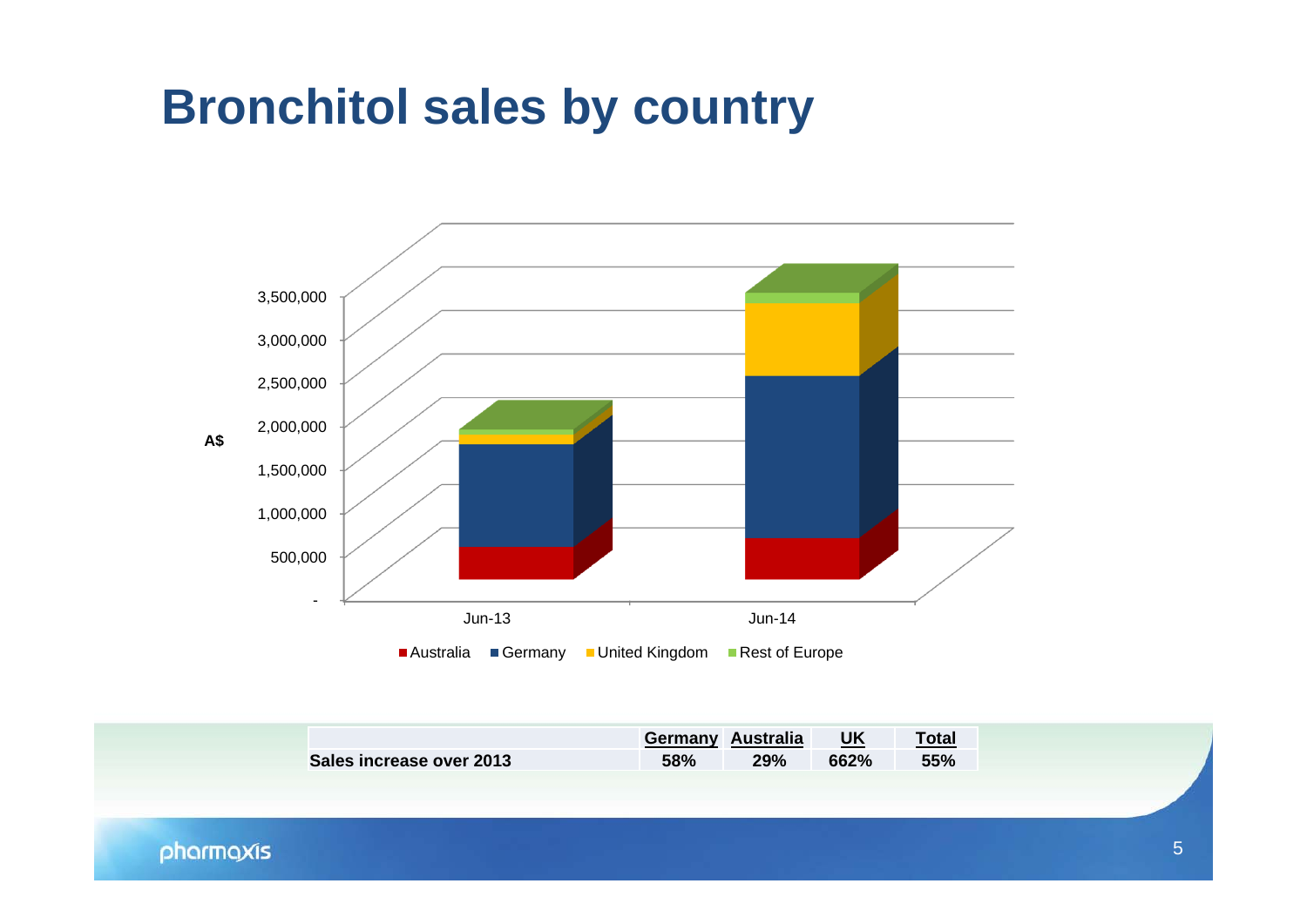# Bronchitol sales by country

A$

3,500,000
3,000,000
2,500,000
2,000,000
1,500,000
1,000,000
500,000
-

Jun-13 Jun-14

Australia Germany United Kingdom Rest of Europe

| | Germany | Australia | UK | Total |
|---|---|---|---|---|
| Sales increase over 2013 | 58% | 29% | 662% | 55% |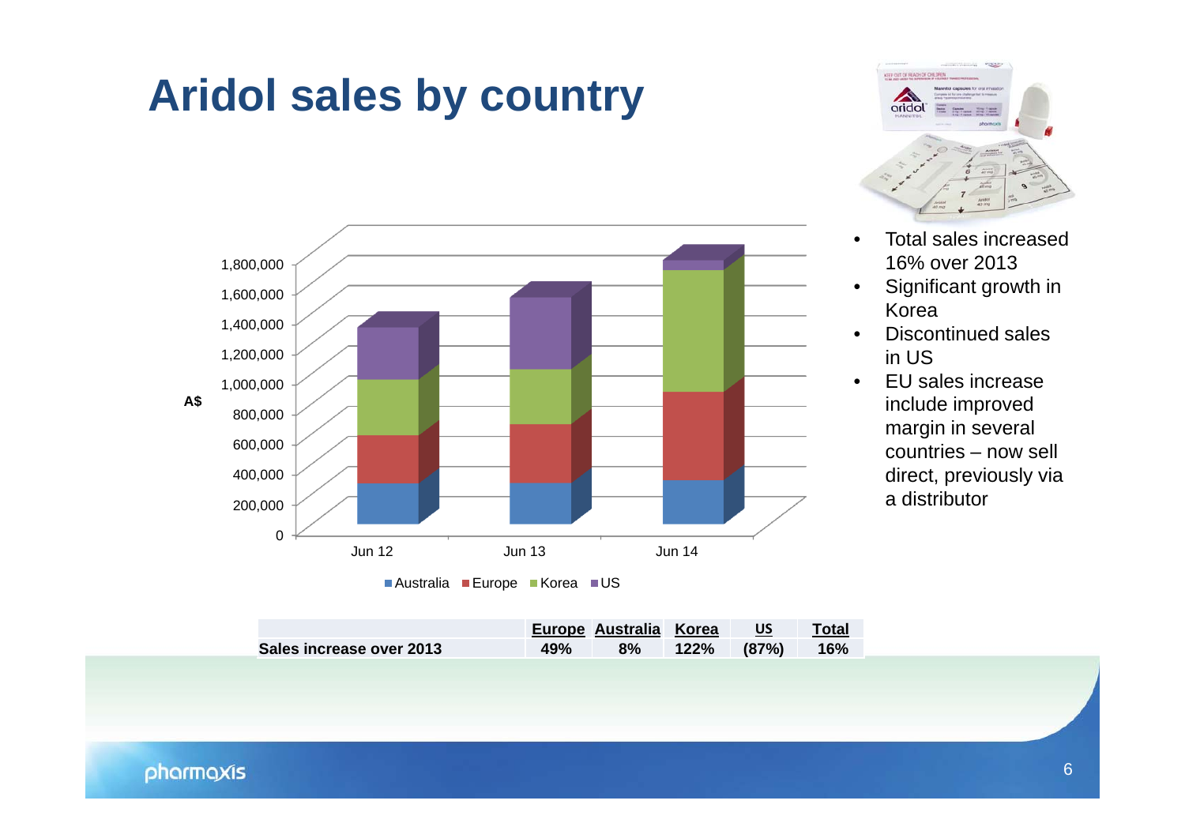# Aridol sales by country

- Total sales increased 16% over 2013
- Significant growth in Korea
- Discontinued sales in US
- EU sales increase include improved margin in several countries – now sell direct, previously via a distributor

| | Europe | Australia | Korea | US | Total |
|---|---|---|---|---|---|
| **Sales increase over 2013** | **49%** | **8%** | **122%** | **(87%)** | **16%** |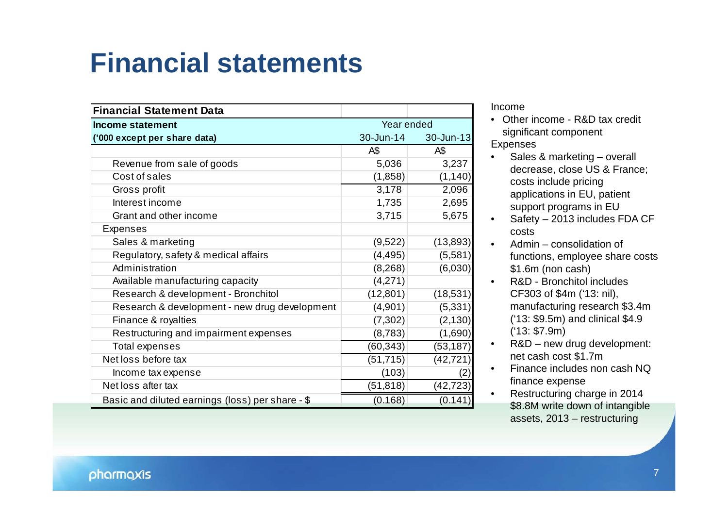# Financial statements

| Financial Statement Data | | |
|---|---|---|
| **Income statement** | Year ended | |
| **('000 except per share data)** | 30-Jun-14 | 30-Jun-13 |
| | A$ | A$ |
| Revenue from sale of goods | 5,036 | 3,237 |
| Cost of sales | (1,858) | (1,140) |
| Gross profit | 3,178 | 2,096 |
| Interest income | 1,735 | 2,695 |
| Grant and other income | 3,715 | 5,675 |
| Expenses | | |
| Sales & marketing | (9,522) | (13,893) |
| Regulatory, safety & medical affairs | (4,495) | (5,581) |
| Administration | (8,268) | (6,030) |
| Available manufacturing capacity | (4,271) | |
| Research & development - Bronchitol | (12,801) | (18,531) |
| Research & development - new drug development | (4,901) | (5,331) |
| Finance & royalties | (7,302) | (2,130) |
| Restructuring and impairment expenses | (8,783) | (1,690) |
| Total expenses | (60,343) | (53,187) |
| Net loss before tax | (51,715) | (42,721) |
| Income tax expense | (103) | (2) |
| Net loss after tax | (51,818) | (42,723) |
| Basic and diluted earnings (loss) per share - $ | (0.168) | (0.141) |

Income

- Other income - R&D tax credit significant component

Expenses

- Sales & marketing – overall decrease, close US & France; costs include pricing applications in EU, patient support programs in EU
- Safety – 2013 includes FDA CF costs
- Admin – consolidation of functions, employee share costs $1.6m (non cash)
- R&D - Bronchitol includes CF303 of $4m ('13: nil), manufacturing research $3.4m ('13: $9.5m) and clinical $4.9 ('13: $7.9m)
- R&D – new drug development: net cash cost $1.7m
- Finance includes non cash NQ finance expense
- Restructuring charge in 2014 $8.8M write down of intangible assets, 2013 – restructuring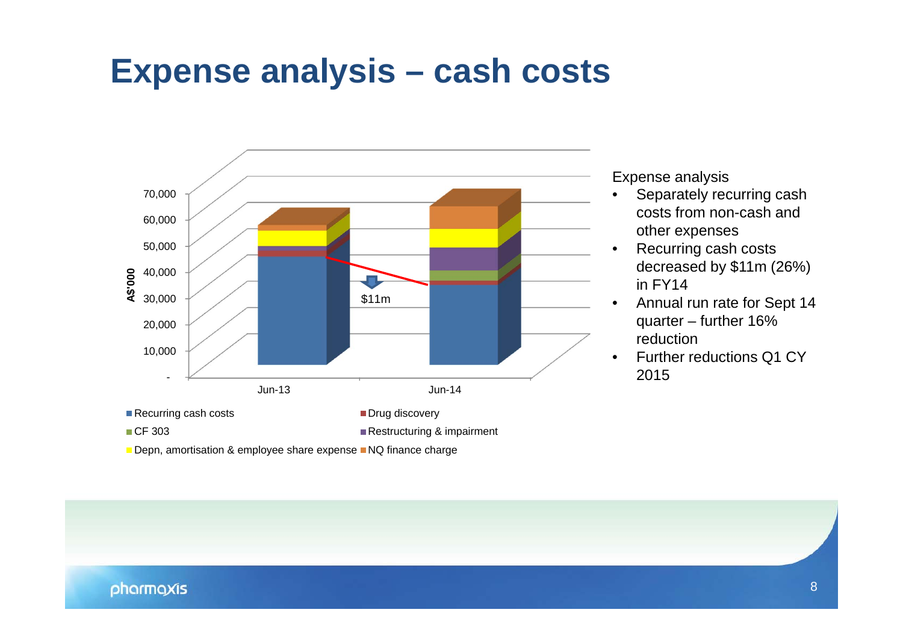# Expense analysis – cash costs

A$'000

70,000
60,000
50,000
40,000
30,000
20,000
10,000
-

Jun-13 Jun-14

$11m

- Recurring cash costs
- Drug discovery
- CF 303
- Restructuring & impairment
- Depn, amortisation & employee share expense
- NQ finance charge

Expense analysis

- Separately recurring cash costs from non-cash and other expenses
- Recurring cash costs decreased by $11m (26%) in FY14
- Annual run rate for Sept 14 quarter – further 16% reduction
- Further reductions Q1 CY 2015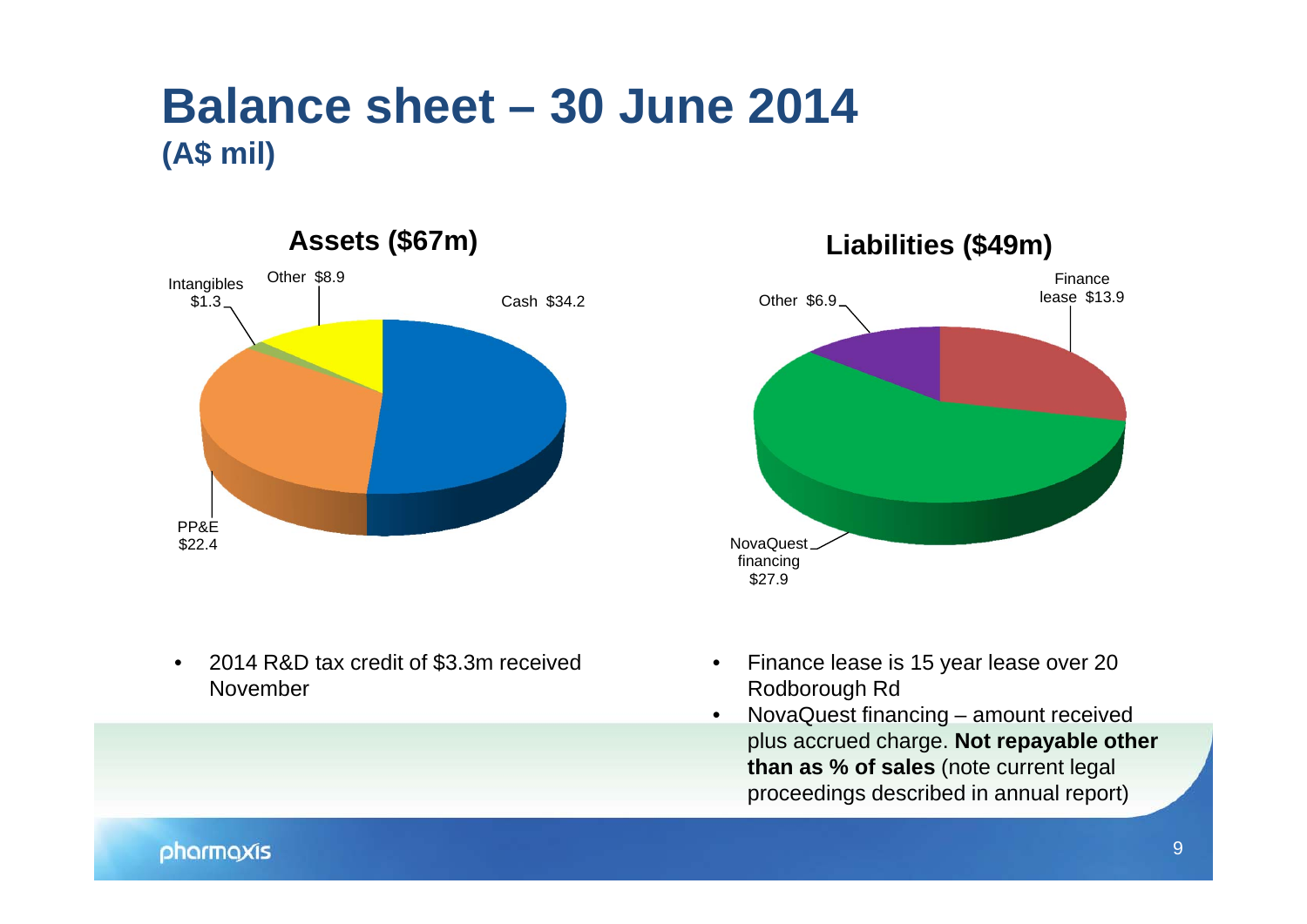# Balance sheet – 30 June 2014
**(A$ mil)**

### Assets ($67m)

| Item | A$ mil |
|---|---|
| Cash | $34.2 |
| PP&E | $22.4 |
| Intangibles | $1.3 |
| Other | $8.9 |

- 2014 R&D tax credit of $3.3m received November

### Liabilities ($49m)

| Item | A$ mil |
|---|---|
| Finance lease | $13.9 |
| NovaQuest financing | $27.9 |
| Other | $6.9 |

- Finance lease is 15 year lease over 20 Rodborough Rd
- NovaQuest financing – amount received plus accrued charge. **Not repayable other than as % of sales** (note current legal proceedings described in annual report)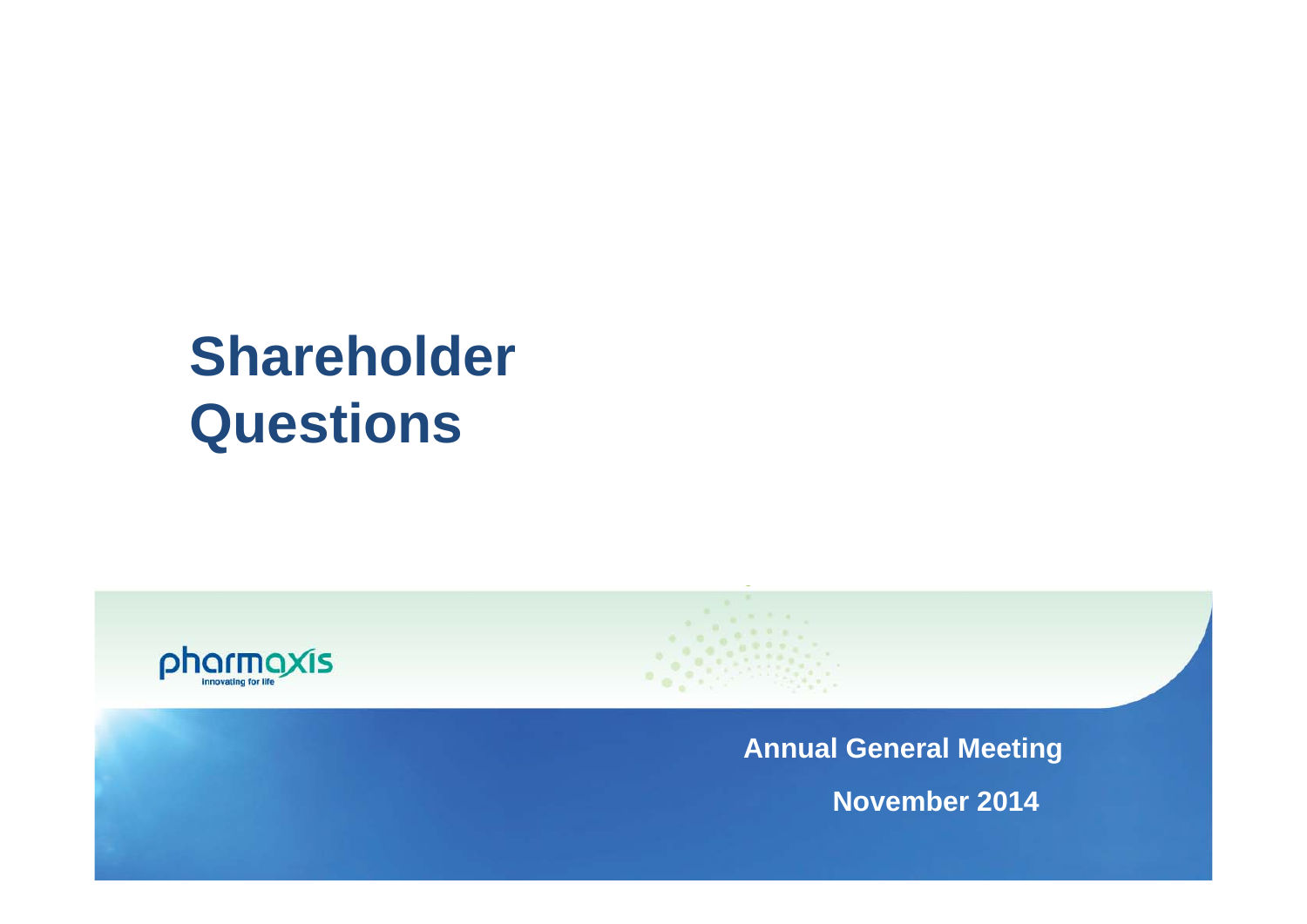# Shareholder Questions

pharmaxis
innovating for life

Annual General Meeting

November 2014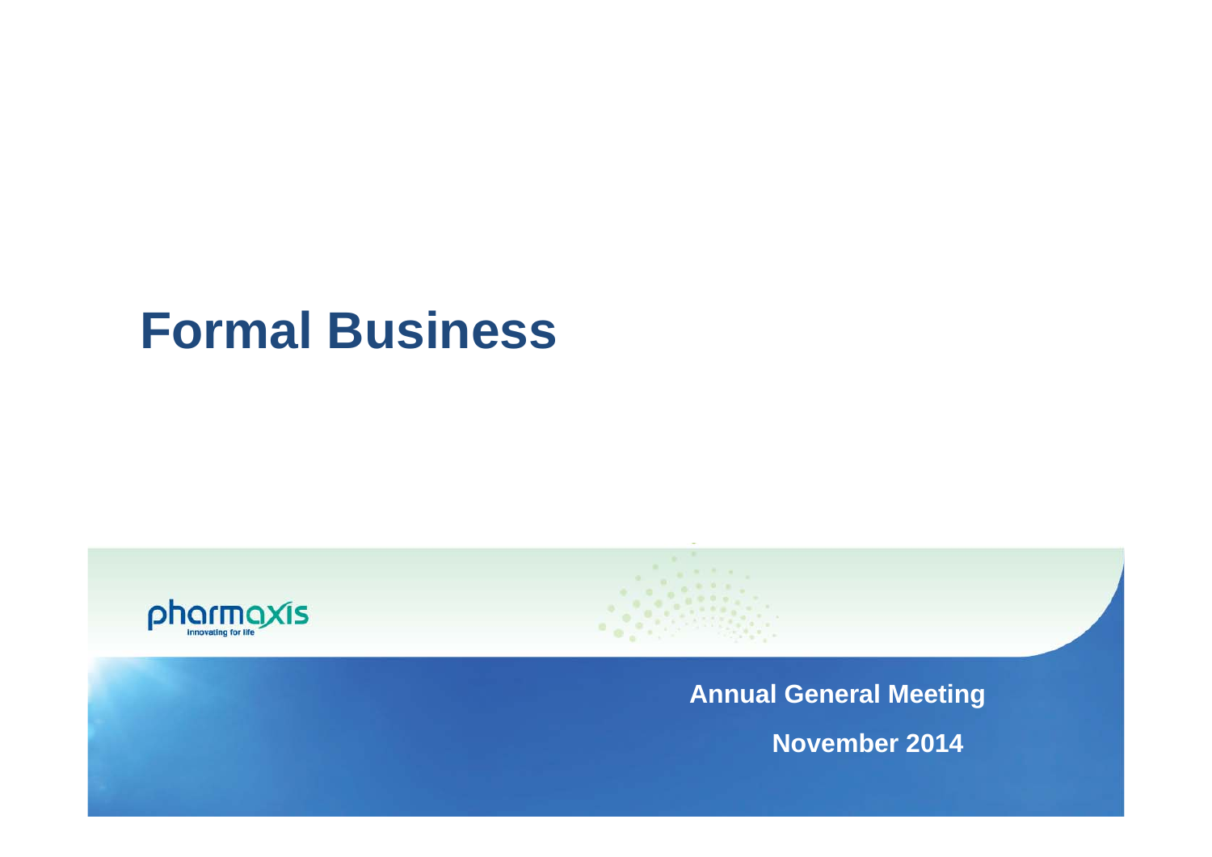# Formal Business

pharmaxis
innovating for life

**Annual General Meeting**

**November 2014**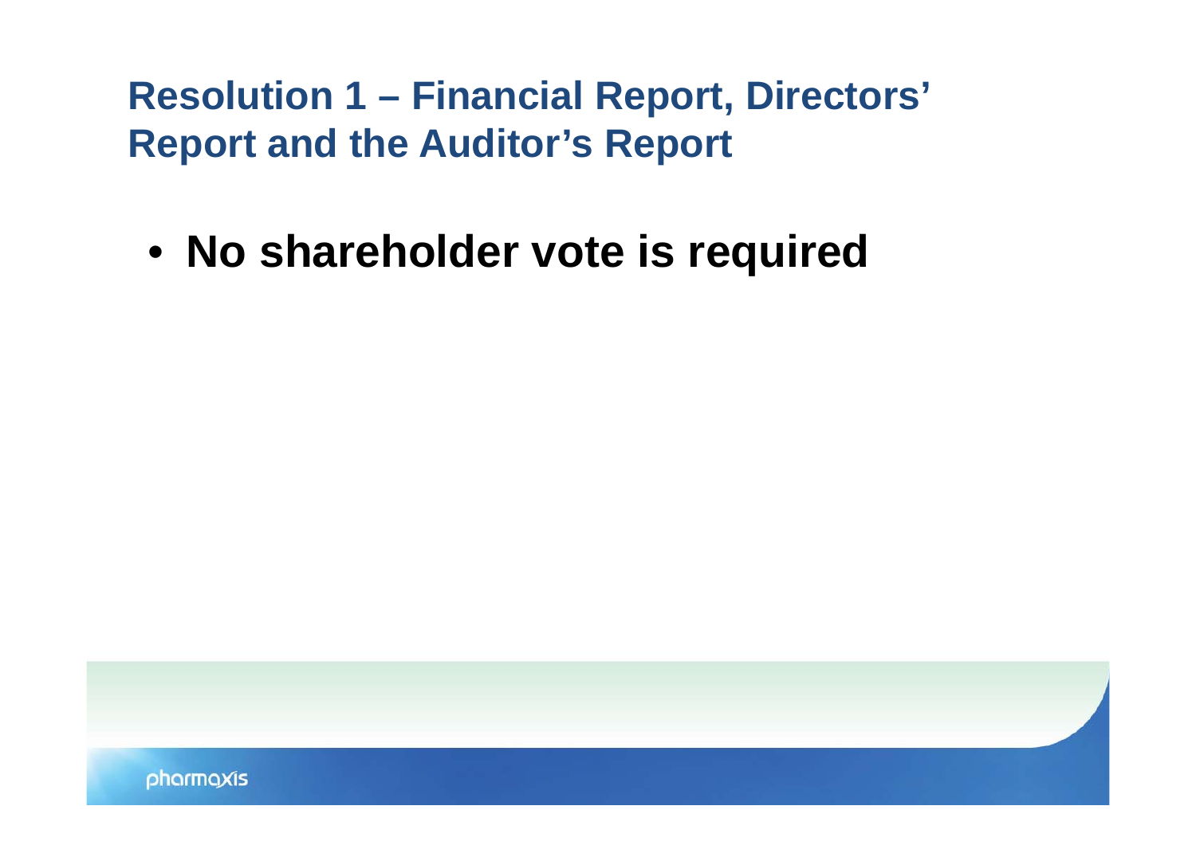# Resolution 1 – Financial Report, Directors' Report and the Auditor's Report

- **No shareholder vote is required**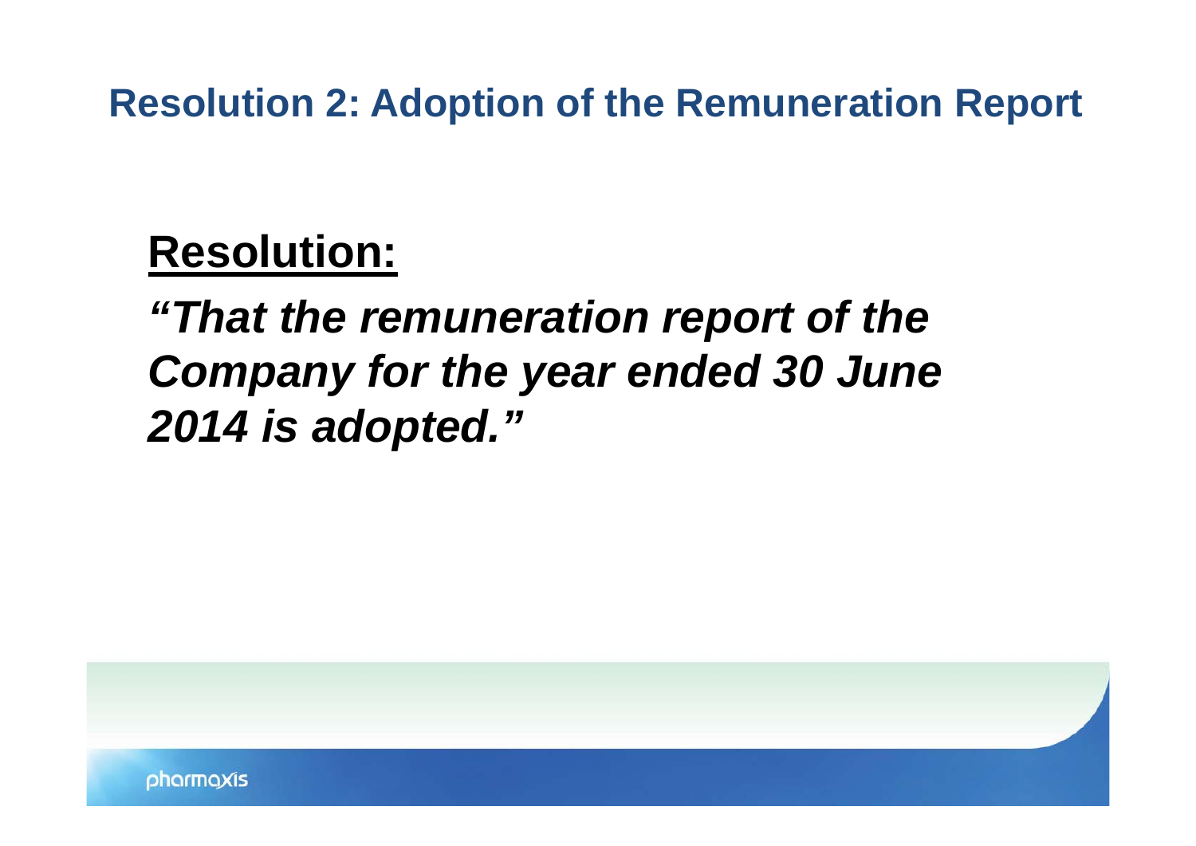## Resolution 2: Adoption of the Remuneration Report

**Resolution:**

***"That the remuneration report of the Company for the year ended 30 June 2014 is adopted."***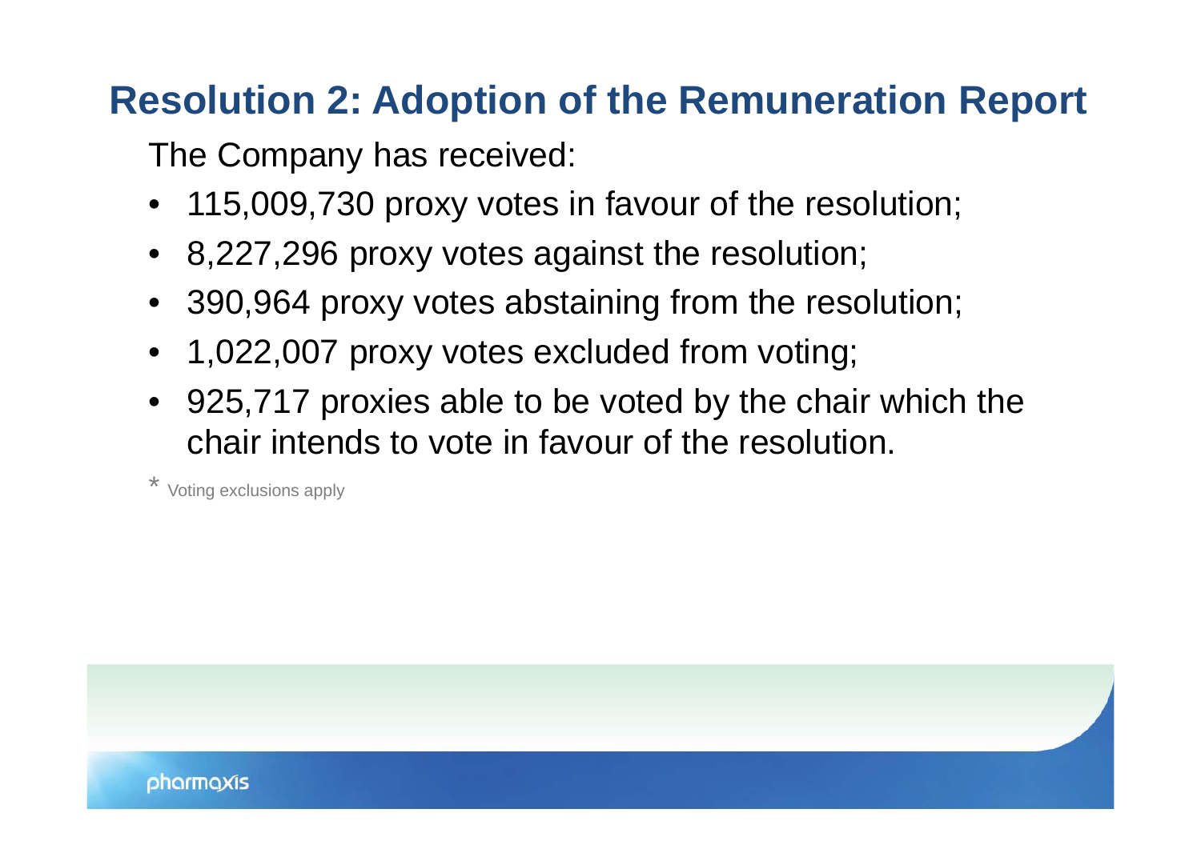## Resolution 2: Adoption of the Remuneration Report

The Company has received:

- 115,009,730 proxy votes in favour of the resolution;
- 8,227,296 proxy votes against the resolution;
- 390,964 proxy votes abstaining from the resolution;
- 1,022,007 proxy votes excluded from voting;
- 925,717 proxies able to be voted by the chair which the chair intends to vote in favour of the resolution.

* Voting exclusions apply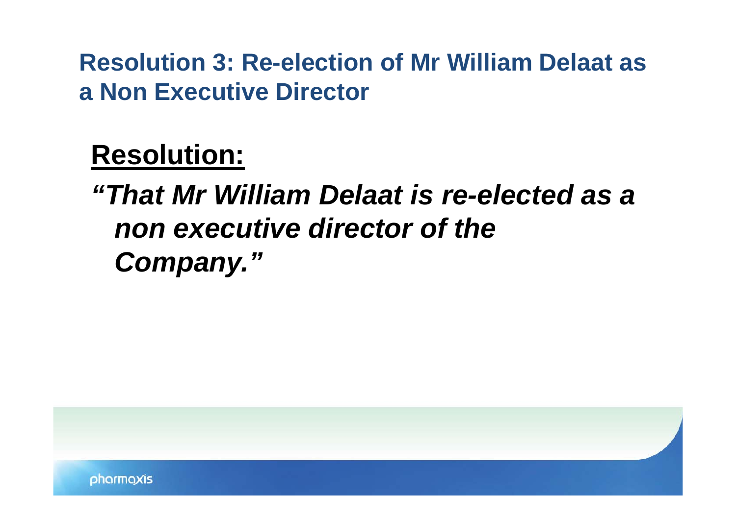## Resolution 3: Re-election of Mr William Delaat as a Non Executive Director

**Resolution:**

***"That Mr William Delaat is re-elected as a non executive director of the Company."***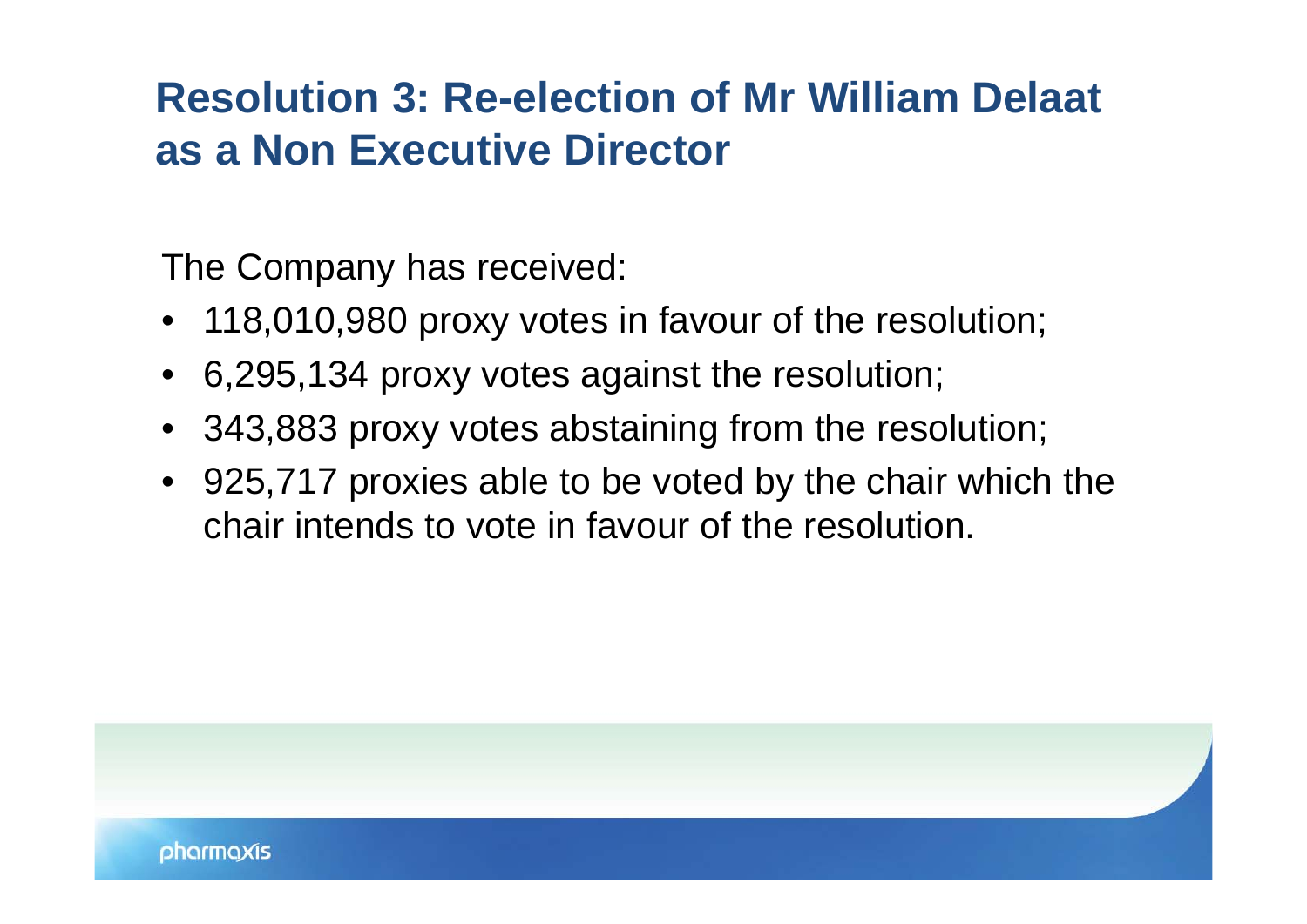# Resolution 3: Re-election of Mr William Delaat as a Non Executive Director

The Company has received:

- 118,010,980 proxy votes in favour of the resolution;
- 6,295,134 proxy votes against the resolution;
- 343,883 proxy votes abstaining from the resolution;
- 925,717 proxies able to be voted by the chair which the chair intends to vote in favour of the resolution.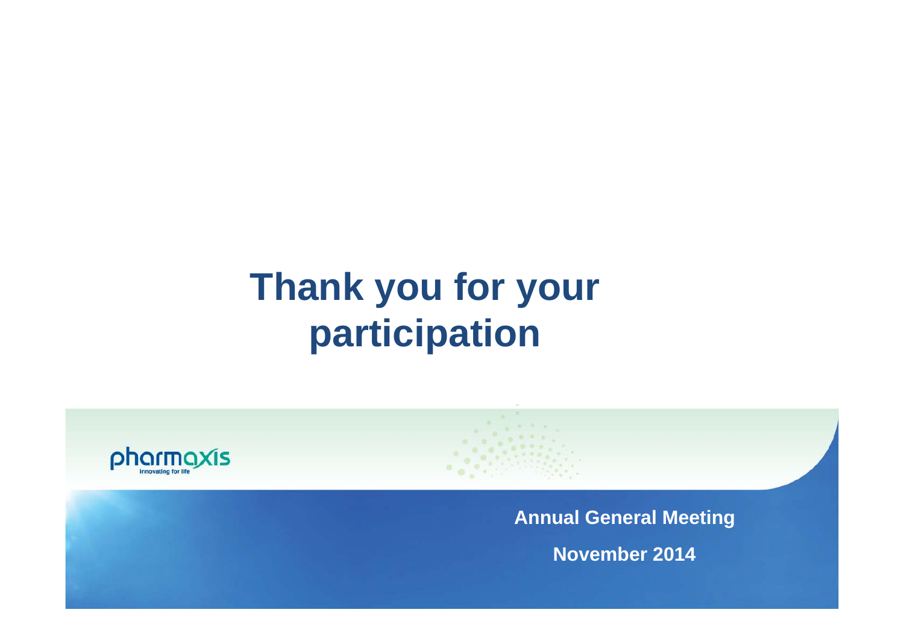# Thank you for your participation

pharmaxis
innovating for life

Annual General Meeting

November 2014